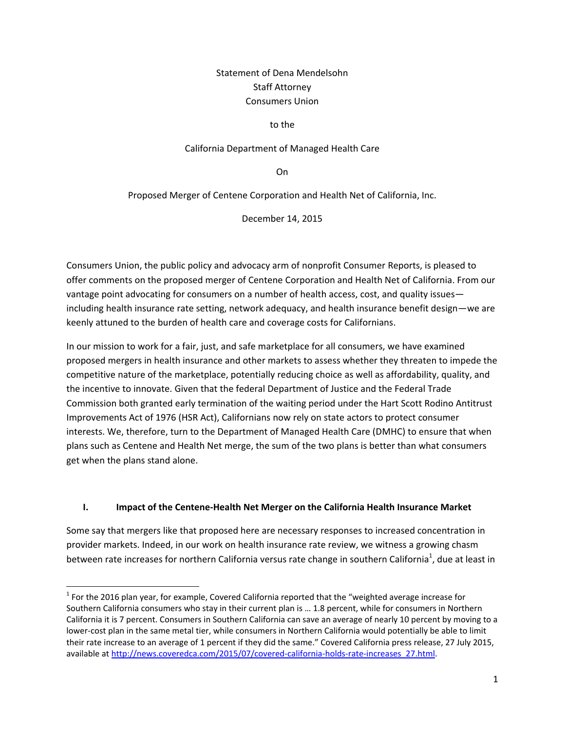Statement of Dena Mendelsohn
Staff Attorney
Consumers Union

to the

California Department of Managed Health Care

On

Proposed Merger of Centene Corporation and Health Net of California, Inc.

December 14, 2015

Consumers Union, the public policy and advocacy arm of nonprofit Consumer Reports, is pleased to offer comments on the proposed merger of Centene Corporation and Health Net of California. From our vantage point advocating for consumers on a number of health access, cost, and quality issues—including health insurance rate setting, network adequacy, and health insurance benefit design—we are keenly attuned to the burden of health care and coverage costs for Californians.

In our mission to work for a fair, just, and safe marketplace for all consumers, we have examined proposed mergers in health insurance and other markets to assess whether they threaten to impede the competitive nature of the marketplace, potentially reducing choice as well as affordability, quality, and the incentive to innovate. Given that the federal Department of Justice and the Federal Trade Commission both granted early termination of the waiting period under the Hart Scott Rodino Antitrust Improvements Act of 1976 (HSR Act), Californians now rely on state actors to protect consumer interests. We, therefore, turn to the Department of Managed Health Care (DMHC) to ensure that when plans such as Centene and Health Net merge, the sum of the two plans is better than what consumers get when the plans stand alone.

## I. Impact of the Centene-Health Net Merger on the California Health Insurance Market

Some say that mergers like that proposed here are necessary responses to increased concentration in provider markets. Indeed, in our work on health insurance rate review, we witness a growing chasm between rate increases for northern California versus rate change in southern California[1], due at least in

[1] For the 2016 plan year, for example, Covered California reported that the "weighted average increase for Southern California consumers who stay in their current plan is … 1.8 percent, while for consumers in Northern California it is 7 percent. Consumers in Southern California can save an average of nearly 10 percent by moving to a lower-cost plan in the same metal tier, while consumers in Northern California would potentially be able to limit their rate increase to an average of 1 percent if they did the same." Covered California press release, 27 July 2015, available at http://news.coveredca.com/2015/07/covered-california-holds-rate-increases_27.html.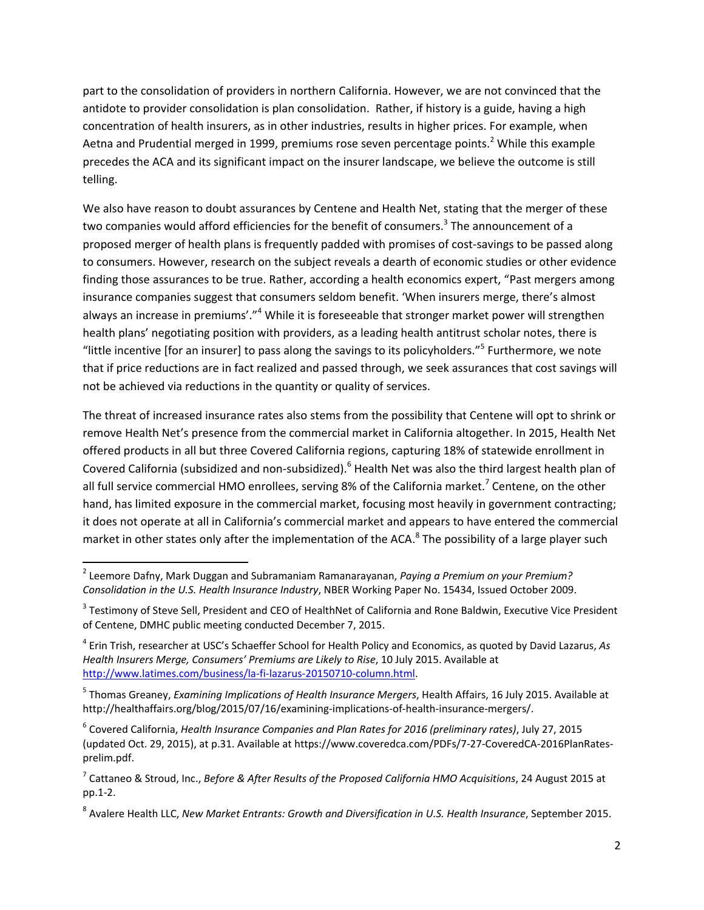part to the consolidation of providers in northern California. However, we are not convinced that the antidote to provider consolidation is plan consolidation. Rather, if history is a guide, having a high concentration of health insurers, as in other industries, results in higher prices. For example, when Aetna and Prudential merged in 1999, premiums rose seven percentage points.[2] While this example precedes the ACA and its significant impact on the insurer landscape, we believe the outcome is still telling.

We also have reason to doubt assurances by Centene and Health Net, stating that the merger of these two companies would afford efficiencies for the benefit of consumers.[3] The announcement of a proposed merger of health plans is frequently padded with promises of cost-savings to be passed along to consumers. However, research on the subject reveals a dearth of economic studies or other evidence finding those assurances to be true. Rather, according a health economics expert, "Past mergers among insurance companies suggest that consumers seldom benefit. 'When insurers merge, there's almost always an increase in premiums'."[4] While it is foreseeable that stronger market power will strengthen health plans' negotiating position with providers, as a leading health antitrust scholar notes, there is "little incentive [for an insurer] to pass along the savings to its policyholders."[5] Furthermore, we note that if price reductions are in fact realized and passed through, we seek assurances that cost savings will not be achieved via reductions in the quantity or quality of services.

The threat of increased insurance rates also stems from the possibility that Centene will opt to shrink or remove Health Net's presence from the commercial market in California altogether. In 2015, Health Net offered products in all but three Covered California regions, capturing 18% of statewide enrollment in Covered California (subsidized and non-subsidized).[6] Health Net was also the third largest health plan of all full service commercial HMO enrollees, serving 8% of the California market.[7] Centene, on the other hand, has limited exposure in the commercial market, focusing most heavily in government contracting; it does not operate at all in California's commercial market and appears to have entered the commercial market in other states only after the implementation of the ACA.[8] The possibility of a large player such

---

[2] Leemore Dafny, Mark Duggan and Subramaniam Ramanarayanan, *Paying a Premium on your Premium? Consolidation in the U.S. Health Insurance Industry*, NBER Working Paper No. 15434, Issued October 2009.

[3] Testimony of Steve Sell, President and CEO of HealthNet of California and Rone Baldwin, Executive Vice President of Centene, DMHC public meeting conducted December 7, 2015.

[4] Erin Trish, researcher at USC's Schaeffer School for Health Policy and Economics, as quoted by David Lazarus, *As Health Insurers Merge, Consumers' Premiums are Likely to Rise*, 10 July 2015. Available at http://www.latimes.com/business/la-fi-lazarus-20150710-column.html.

[5] Thomas Greaney, *Examining Implications of Health Insurance Mergers*, Health Affairs, 16 July 2015. Available at http://healthaffairs.org/blog/2015/07/16/examining-implications-of-health-insurance-mergers/.

[6] Covered California, *Health Insurance Companies and Plan Rates for 2016 (preliminary rates)*, July 27, 2015 (updated Oct. 29, 2015), at p.31. Available at https://www.coveredca.com/PDFs/7-27-CoveredCA-2016PlanRates-prelim.pdf.

[7] Cattaneo & Stroud, Inc., *Before & After Results of the Proposed California HMO Acquisitions*, 24 August 2015 at pp.1-2.

[8] Avalere Health LLC, *New Market Entrants: Growth and Diversification in U.S. Health Insurance*, September 2015.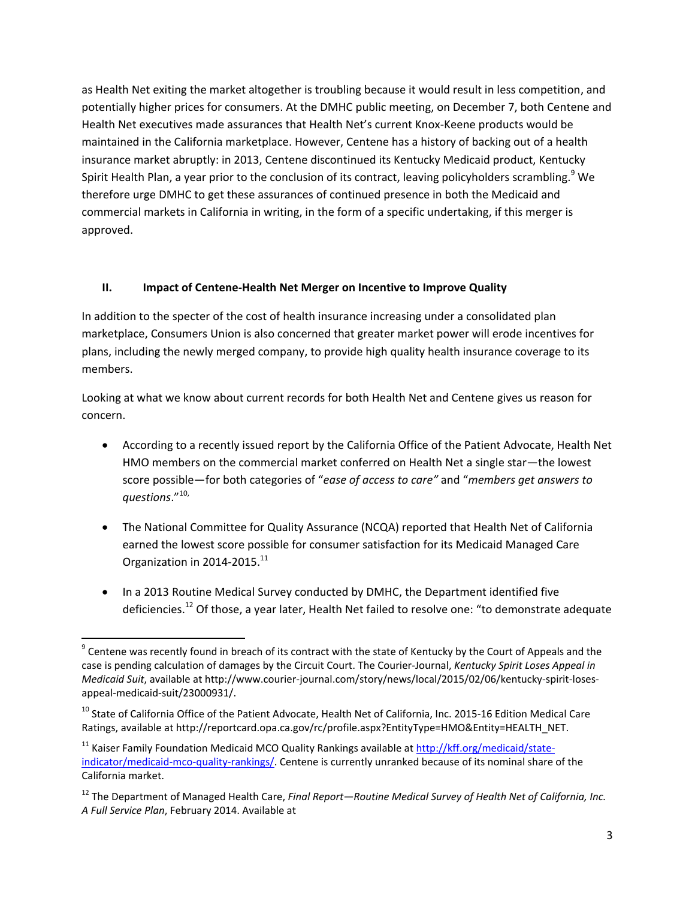as Health Net exiting the market altogether is troubling because it would result in less competition, and potentially higher prices for consumers. At the DMHC public meeting, on December 7, both Centene and Health Net executives made assurances that Health Net's current Knox-Keene products would be maintained in the California marketplace. However, Centene has a history of backing out of a health insurance market abruptly: in 2013, Centene discontinued its Kentucky Medicaid product, Kentucky Spirit Health Plan, a year prior to the conclusion of its contract, leaving policyholders scrambling.[9] We therefore urge DMHC to get these assurances of continued presence in both the Medicaid and commercial markets in California in writing, in the form of a specific undertaking, if this merger is approved.

## II. Impact of Centene-Health Net Merger on Incentive to Improve Quality

In addition to the specter of the cost of health insurance increasing under a consolidated plan marketplace, Consumers Union is also concerned that greater market power will erode incentives for plans, including the newly merged company, to provide high quality health insurance coverage to its members.

Looking at what we know about current records for both Health Net and Centene gives us reason for concern.

- According to a recently issued report by the California Office of the Patient Advocate, Health Net HMO members on the commercial market conferred on Health Net a single star—the lowest score possible—for both categories of "*ease of access to care"* and "*members get answers to questions*."[10,]

- The National Committee for Quality Assurance (NCQA) reported that Health Net of California earned the lowest score possible for consumer satisfaction for its Medicaid Managed Care Organization in 2014-2015.[11]

- In a 2013 Routine Medical Survey conducted by DMHC, the Department identified five deficiencies.[12] Of those, a year later, Health Net failed to resolve one: "to demonstrate adequate

---

[9] Centene was recently found in breach of its contract with the state of Kentucky by the Court of Appeals and the case is pending calculation of damages by the Circuit Court. The Courier-Journal, *Kentucky Spirit Loses Appeal in Medicaid Suit*, available at http://www.courier-journal.com/story/news/local/2015/02/06/kentucky-spirit-loses-appeal-medicaid-suit/23000931/.

[10] State of California Office of the Patient Advocate, Health Net of California, Inc. 2015-16 Edition Medical Care Ratings, available at http://reportcard.opa.ca.gov/rc/profile.aspx?EntityType=HMO&Entity=HEALTH_NET.

[11] Kaiser Family Foundation Medicaid MCO Quality Rankings available at http://kff.org/medicaid/state-indicator/medicaid-mco-quality-rankings/. Centene is currently unranked because of its nominal share of the California market.

[12] The Department of Managed Health Care, *Final Report—Routine Medical Survey of Health Net of California, Inc. A Full Service Plan*, February 2014. Available at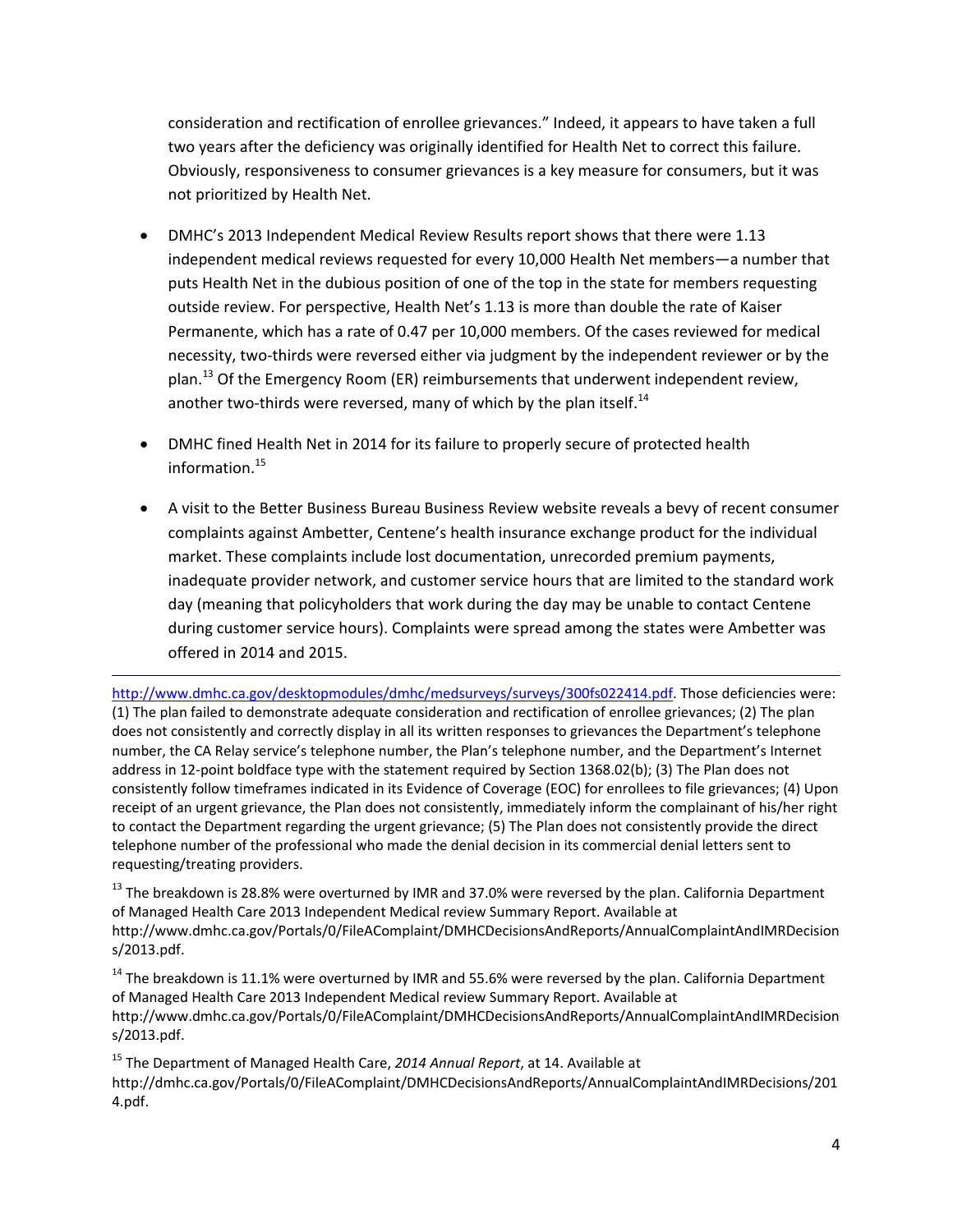consideration and rectification of enrollee grievances." Indeed, it appears to have taken a full two years after the deficiency was originally identified for Health Net to correct this failure. Obviously, responsiveness to consumer grievances is a key measure for consumers, but it was not prioritized by Health Net.

- DMHC's 2013 Independent Medical Review Results report shows that there were 1.13 independent medical reviews requested for every 10,000 Health Net members—a number that puts Health Net in the dubious position of one of the top in the state for members requesting outside review. For perspective, Health Net's 1.13 is more than double the rate of Kaiser Permanente, which has a rate of 0.47 per 10,000 members. Of the cases reviewed for medical necessity, two-thirds were reversed either via judgment by the independent reviewer or by the plan.[13] Of the Emergency Room (ER) reimbursements that underwent independent review, another two-thirds were reversed, many of which by the plan itself.[14]

- DMHC fined Health Net in 2014 for its failure to properly secure of protected health information.[15]

- A visit to the Better Business Bureau Business Review website reveals a bevy of recent consumer complaints against Ambetter, Centene's health insurance exchange product for the individual market. These complaints include lost documentation, unrecorded premium payments, inadequate provider network, and customer service hours that are limited to the standard work day (meaning that policyholders that work during the day may be unable to contact Centene during customer service hours). Complaints were spread among the states were Ambetter was offered in 2014 and 2015.

---

http://www.dmhc.ca.gov/desktopmodules/dmhc/medsurveys/surveys/300fs022414.pdf. Those deficiencies were: (1) The plan failed to demonstrate adequate consideration and rectification of enrollee grievances; (2) The plan does not consistently and correctly display in all its written responses to grievances the Department's telephone number, the CA Relay service's telephone number, the Plan's telephone number, and the Department's Internet address in 12-point boldface type with the statement required by Section 1368.02(b); (3) The Plan does not consistently follow timeframes indicated in its Evidence of Coverage (EOC) for enrollees to file grievances; (4) Upon receipt of an urgent grievance, the Plan does not consistently, immediately inform the complainant of his/her right to contact the Department regarding the urgent grievance; (5) The Plan does not consistently provide the direct telephone number of the professional who made the denial decision in its commercial denial letters sent to requesting/treating providers.

[13] The breakdown is 28.8% were overturned by IMR and 37.0% were reversed by the plan. California Department of Managed Health Care 2013 Independent Medical review Summary Report. Available at http://www.dmhc.ca.gov/Portals/0/FileAComplaint/DMHCDecisionsAndReports/AnnualComplaintAndIMRDecisions/2013.pdf.

[14] The breakdown is 11.1% were overturned by IMR and 55.6% were reversed by the plan. California Department of Managed Health Care 2013 Independent Medical review Summary Report. Available at http://www.dmhc.ca.gov/Portals/0/FileAComplaint/DMHCDecisionsAndReports/AnnualComplaintAndIMRDecisions/2013.pdf.

[15] The Department of Managed Health Care, *2014 Annual Report*, at 14. Available at http://dmhc.ca.gov/Portals/0/FileAComplaint/DMHCDecisionsAndReports/AnnualComplaintAndIMRDecisions/2014.pdf.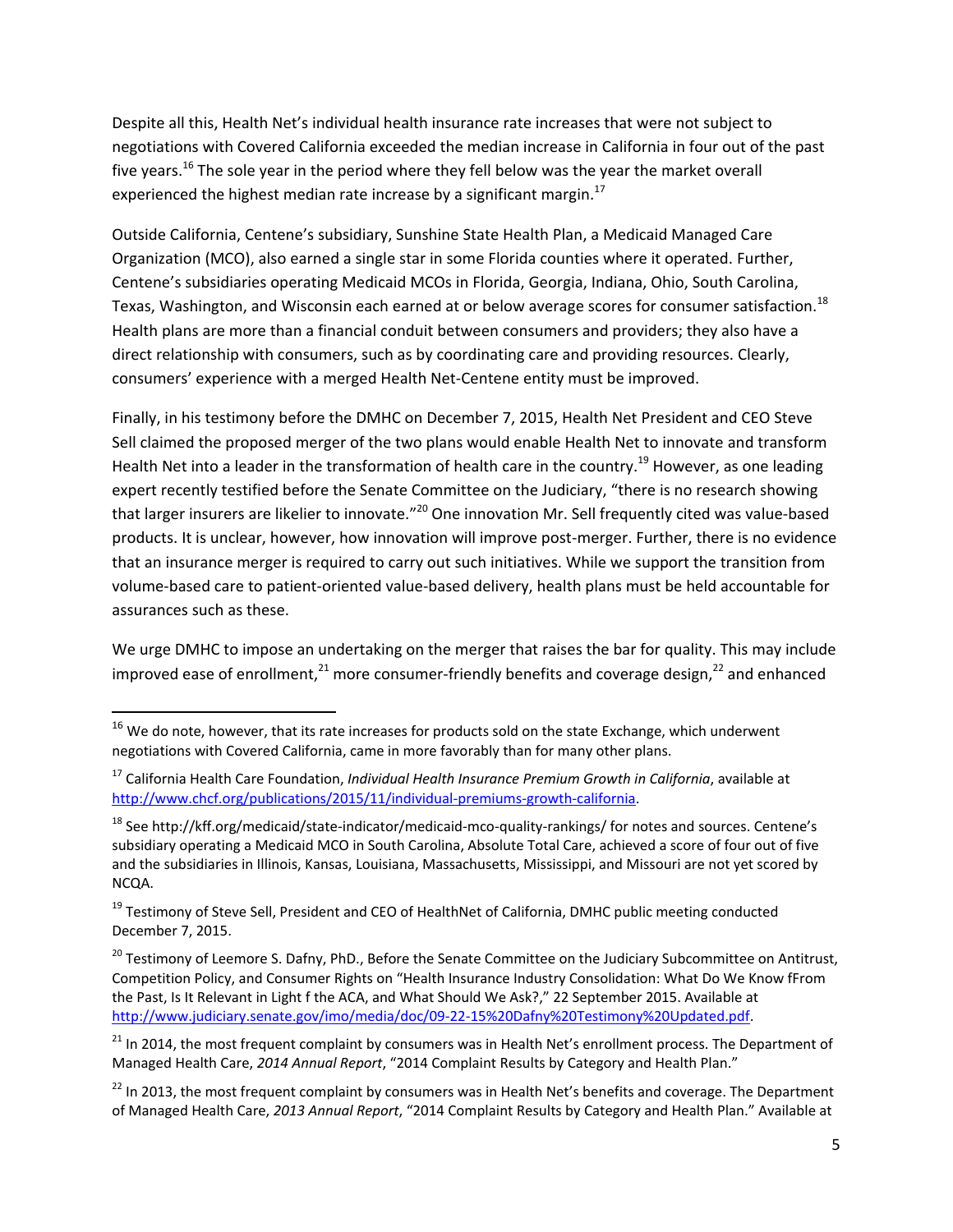Despite all this, Health Net's individual health insurance rate increases that were not subject to negotiations with Covered California exceeded the median increase in California in four out of the past five years.[16] The sole year in the period where they fell below was the year the market overall experienced the highest median rate increase by a significant margin.[17]

Outside California, Centene's subsidiary, Sunshine State Health Plan, a Medicaid Managed Care Organization (MCO), also earned a single star in some Florida counties where it operated. Further, Centene's subsidiaries operating Medicaid MCOs in Florida, Georgia, Indiana, Ohio, South Carolina, Texas, Washington, and Wisconsin each earned at or below average scores for consumer satisfaction.[18] Health plans are more than a financial conduit between consumers and providers; they also have a direct relationship with consumers, such as by coordinating care and providing resources. Clearly, consumers' experience with a merged Health Net-Centene entity must be improved.

Finally, in his testimony before the DMHC on December 7, 2015, Health Net President and CEO Steve Sell claimed the proposed merger of the two plans would enable Health Net to innovate and transform Health Net into a leader in the transformation of health care in the country.[19] However, as one leading expert recently testified before the Senate Committee on the Judiciary, "there is no research showing that larger insurers are likelier to innovate."[20] One innovation Mr. Sell frequently cited was value-based products. It is unclear, however, how innovation will improve post-merger. Further, there is no evidence that an insurance merger is required to carry out such initiatives. While we support the transition from volume-based care to patient-oriented value-based delivery, health plans must be held accountable for assurances such as these.

We urge DMHC to impose an undertaking on the merger that raises the bar for quality. This may include improved ease of enrollment,[21] more consumer-friendly benefits and coverage design,[22] and enhanced

---

[16] We do note, however, that its rate increases for products sold on the state Exchange, which underwent negotiations with Covered California, came in more favorably than for many other plans.

[17] California Health Care Foundation, *Individual Health Insurance Premium Growth in California*, available at http://www.chcf.org/publications/2015/11/individual-premiums-growth-california.

[18] See http://kff.org/medicaid/state-indicator/medicaid-mco-quality-rankings/ for notes and sources. Centene's subsidiary operating a Medicaid MCO in South Carolina, Absolute Total Care, achieved a score of four out of five and the subsidiaries in Illinois, Kansas, Louisiana, Massachusetts, Mississippi, and Missouri are not yet scored by NCQA.

[19] Testimony of Steve Sell, President and CEO of HealthNet of California, DMHC public meeting conducted December 7, 2015.

[20] Testimony of Leemore S. Dafny, PhD., Before the Senate Committee on the Judiciary Subcommittee on Antitrust, Competition Policy, and Consumer Rights on "Health Insurance Industry Consolidation: What Do We Know fFrom the Past, Is It Relevant in Light f the ACA, and What Should We Ask?," 22 September 2015. Available at http://www.judiciary.senate.gov/imo/media/doc/09-22-15%20Dafny%20Testimony%20Updated.pdf.

[21] In 2014, the most frequent complaint by consumers was in Health Net's enrollment process. The Department of Managed Health Care, *2014 Annual Report*, "2014 Complaint Results by Category and Health Plan."

[22] In 2013, the most frequent complaint by consumers was in Health Net's benefits and coverage. The Department of Managed Health Care, *2013 Annual Report*, "2014 Complaint Results by Category and Health Plan." Available at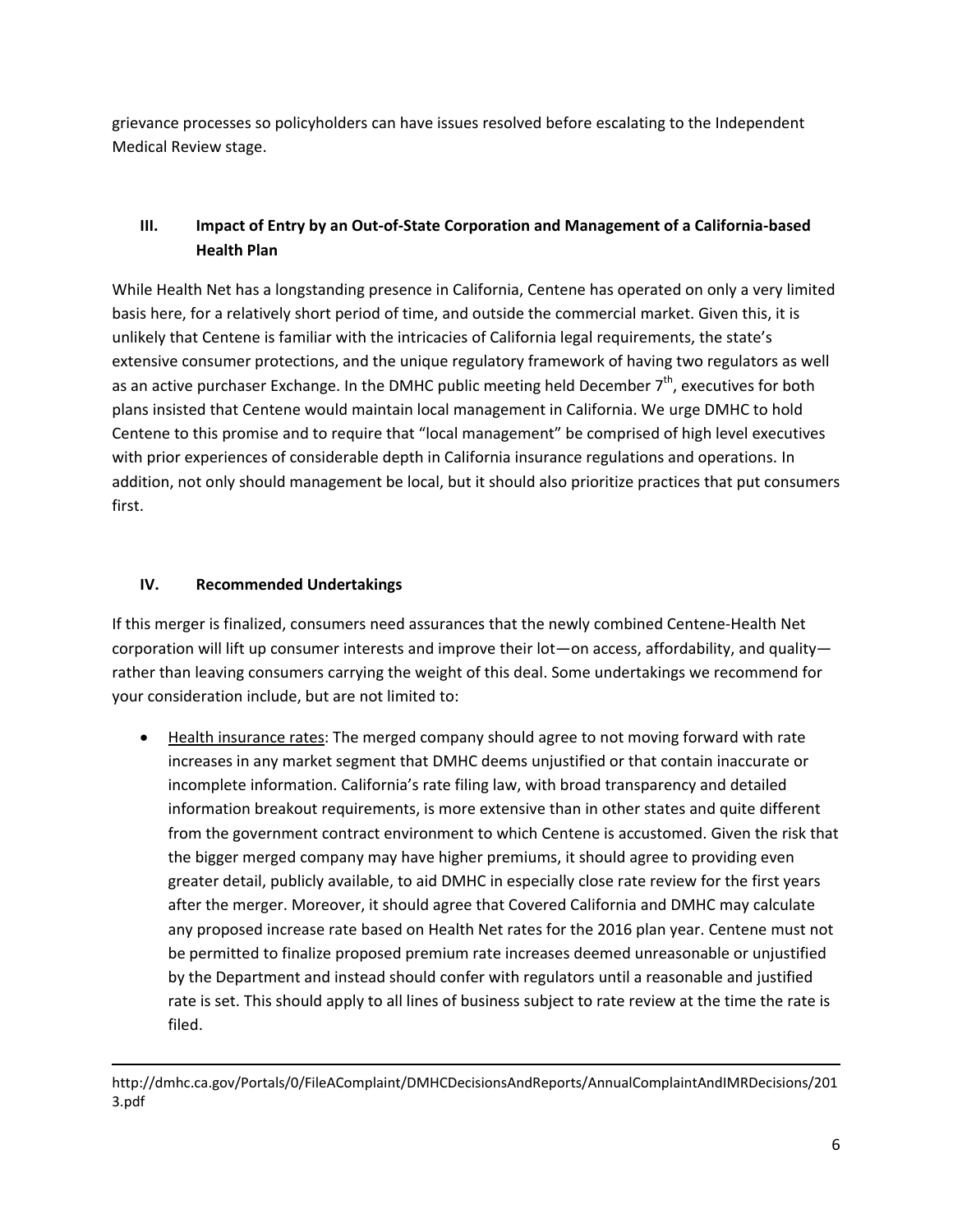grievance processes so policyholders can have issues resolved before escalating to the Independent Medical Review stage.

## III. Impact of Entry by an Out-of-State Corporation and Management of a California-based Health Plan

While Health Net has a longstanding presence in California, Centene has operated on only a very limited basis here, for a relatively short period of time, and outside the commercial market. Given this, it is unlikely that Centene is familiar with the intricacies of California legal requirements, the state's extensive consumer protections, and the unique regulatory framework of having two regulators as well as an active purchaser Exchange. In the DMHC public meeting held December 7th, executives for both plans insisted that Centene would maintain local management in California. We urge DMHC to hold Centene to this promise and to require that "local management" be comprised of high level executives with prior experiences of considerable depth in California insurance regulations and operations. In addition, not only should management be local, but it should also prioritize practices that put consumers first.

## IV. Recommended Undertakings

If this merger is finalized, consumers need assurances that the newly combined Centene-Health Net corporation will lift up consumer interests and improve their lot—on access, affordability, and quality—rather than leaving consumers carrying the weight of this deal. Some undertakings we recommend for your consideration include, but are not limited to:

- Health insurance rates: The merged company should agree to not moving forward with rate increases in any market segment that DMHC deems unjustified or that contain inaccurate or incomplete information. California's rate filing law, with broad transparency and detailed information breakout requirements, is more extensive than in other states and quite different from the government contract environment to which Centene is accustomed. Given the risk that the bigger merged company may have higher premiums, it should agree to providing even greater detail, publicly available, to aid DMHC in especially close rate review for the first years after the merger. Moreover, it should agree that Covered California and DMHC may calculate any proposed increase rate based on Health Net rates for the 2016 plan year. Centene must not be permitted to finalize proposed premium rate increases deemed unreasonable or unjustified by the Department and instead should confer with regulators until a reasonable and justified rate is set. This should apply to all lines of business subject to rate review at the time the rate is filed.

---

http://dmhc.ca.gov/Portals/0/FileAComplaint/DMHCDecisionsAndReports/AnnualComplaintAndIMRDecisions/2013.pdf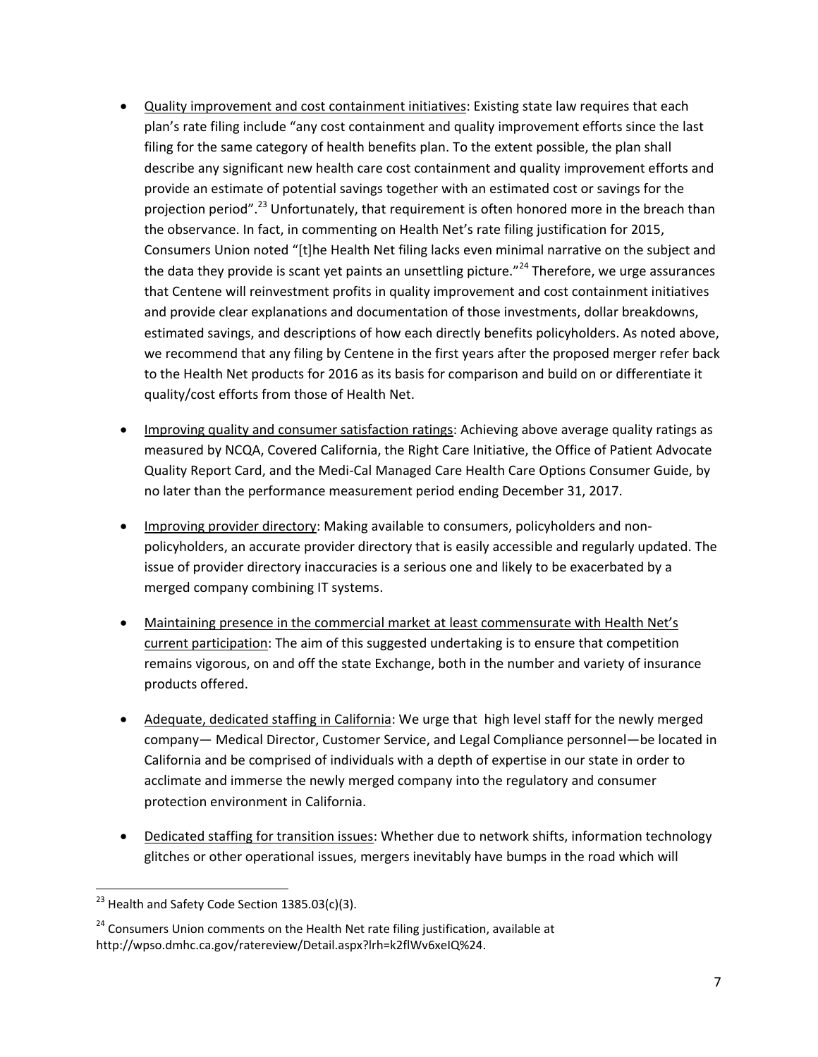- Quality improvement and cost containment initiatives: Existing state law requires that each plan's rate filing include "any cost containment and quality improvement efforts since the last filing for the same category of health benefits plan. To the extent possible, the plan shall describe any significant new health care cost containment and quality improvement efforts and provide an estimate of potential savings together with an estimated cost or savings for the projection period".[23] Unfortunately, that requirement is often honored more in the breach than the observance. In fact, in commenting on Health Net's rate filing justification for 2015, Consumers Union noted "[t]he Health Net filing lacks even minimal narrative on the subject and the data they provide is scant yet paints an unsettling picture."[24] Therefore, we urge assurances that Centene will reinvestment profits in quality improvement and cost containment initiatives and provide clear explanations and documentation of those investments, dollar breakdowns, estimated savings, and descriptions of how each directly benefits policyholders. As noted above, we recommend that any filing by Centene in the first years after the proposed merger refer back to the Health Net products for 2016 as its basis for comparison and build on or differentiate it quality/cost efforts from those of Health Net.

- Improving quality and consumer satisfaction ratings: Achieving above average quality ratings as measured by NCQA, Covered California, the Right Care Initiative, the Office of Patient Advocate Quality Report Card, and the Medi-Cal Managed Care Health Care Options Consumer Guide, by no later than the performance measurement period ending December 31, 2017.

- Improving provider directory: Making available to consumers, policyholders and non-policyholders, an accurate provider directory that is easily accessible and regularly updated. The issue of provider directory inaccuracies is a serious one and likely to be exacerbated by a merged company combining IT systems.

- Maintaining presence in the commercial market at least commensurate with Health Net's current participation: The aim of this suggested undertaking is to ensure that competition remains vigorous, on and off the state Exchange, both in the number and variety of insurance products offered.

- Adequate, dedicated staffing in California: We urge that high level staff for the newly merged company— Medical Director, Customer Service, and Legal Compliance personnel—be located in California and be comprised of individuals with a depth of expertise in our state in order to acclimate and immerse the newly merged company into the regulatory and consumer protection environment in California.

- Dedicated staffing for transition issues: Whether due to network shifts, information technology glitches or other operational issues, mergers inevitably have bumps in the road which will

---

[23] Health and Safety Code Section 1385.03(c)(3).

[24] Consumers Union comments on the Health Net rate filing justification, available at http://wpso.dmhc.ca.gov/ratereview/Detail.aspx?lrh=k2flWv6xeIQ%24.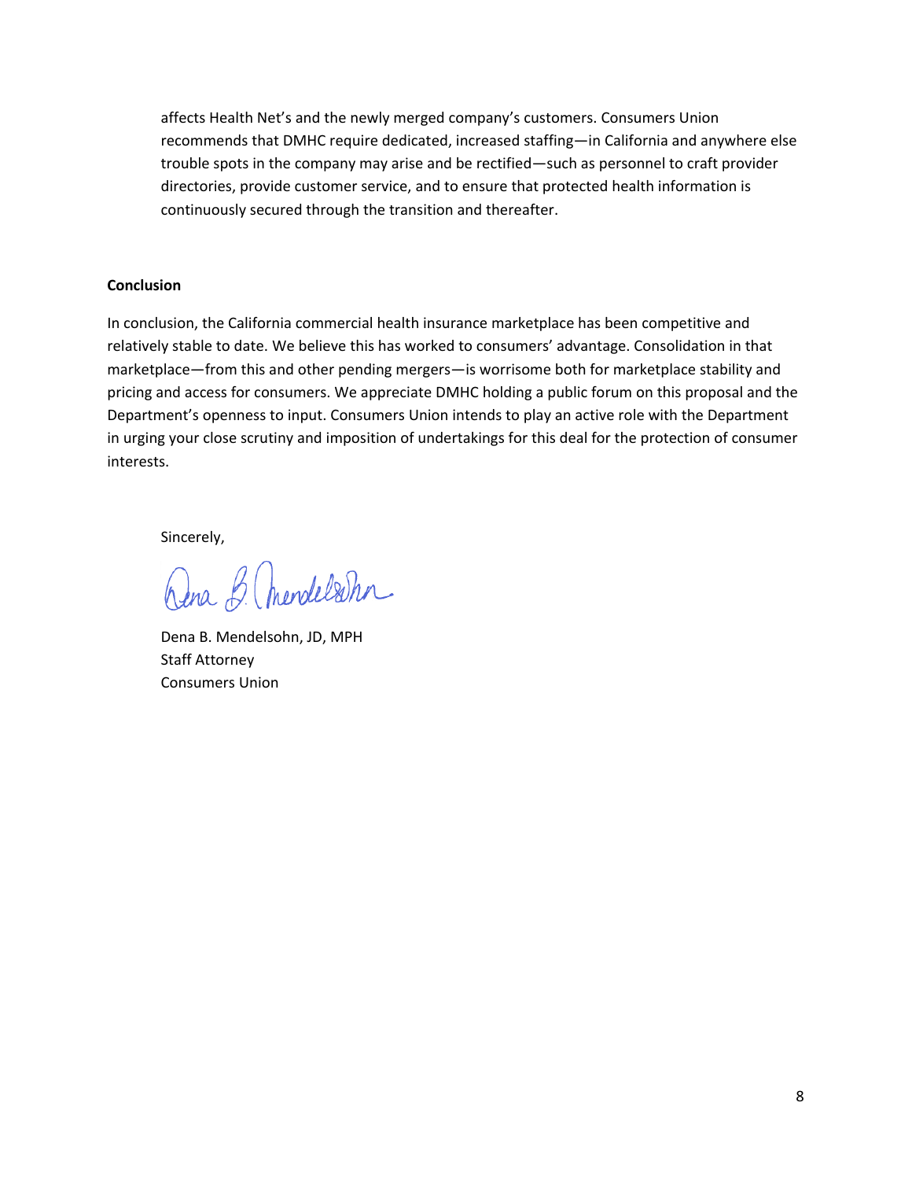affects Health Net's and the newly merged company's customers. Consumers Union recommends that DMHC require dedicated, increased staffing—in California and anywhere else trouble spots in the company may arise and be rectified—such as personnel to craft provider directories, provide customer service, and to ensure that protected health information is continuously secured through the transition and thereafter.

**Conclusion**

In conclusion, the California commercial health insurance marketplace has been competitive and relatively stable to date. We believe this has worked to consumers' advantage. Consolidation in that marketplace—from this and other pending mergers—is worrisome both for marketplace stability and pricing and access for consumers. We appreciate DMHC holding a public forum on this proposal and the Department's openness to input. Consumers Union intends to play an active role with the Department in urging your close scrutiny and imposition of undertakings for this deal for the protection of consumer interests.

Sincerely,

Dena B. Mendelsohn, JD, MPH
Staff Attorney
Consumers Union